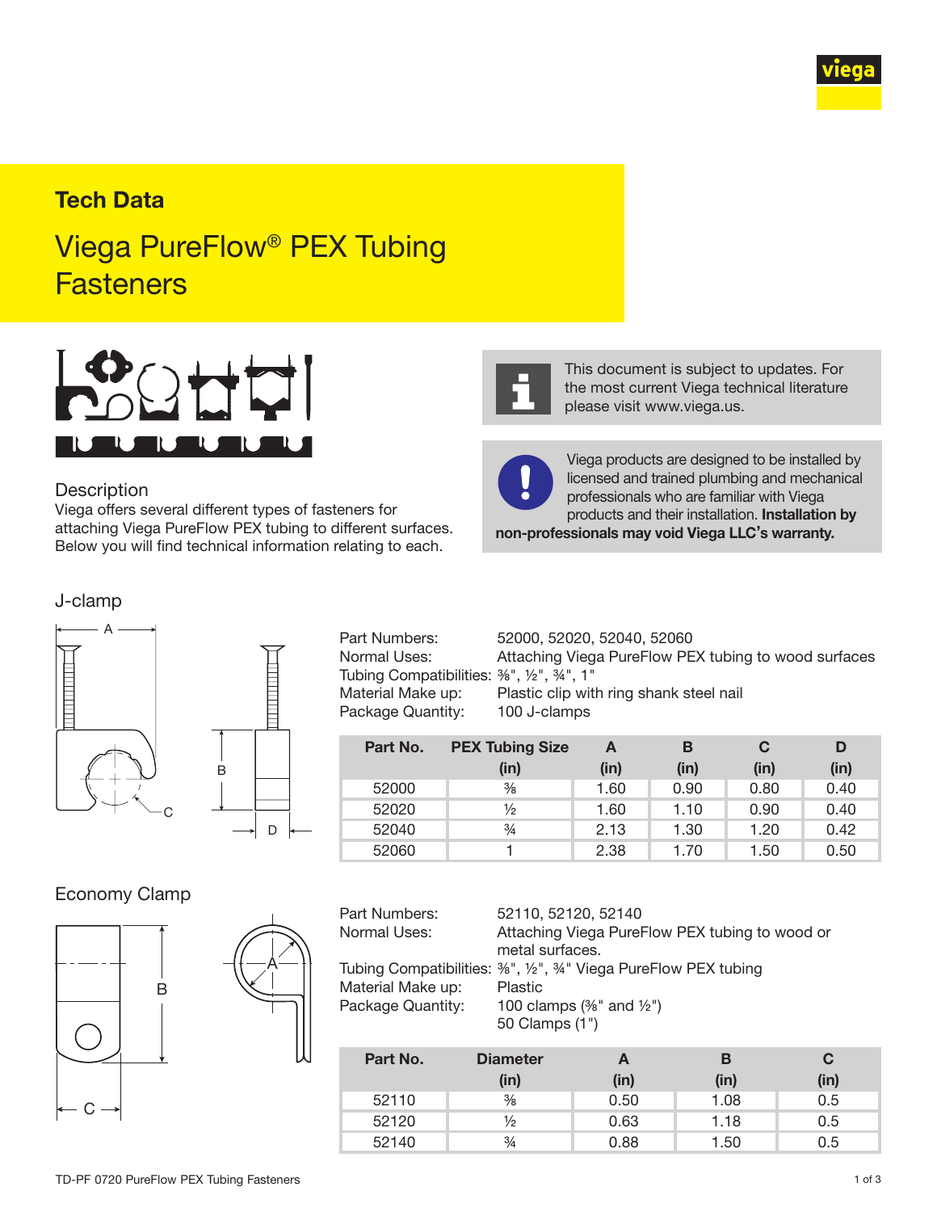**Tech Data**

# Viega PureFlow® PEX Tubing Fasteners

This document is subject to updates. For the most current Viega technical literature please visit www.viega.us.

Viega products are designed to be installed by licensed and trained plumbing and mechanical professionals who are familiar with Viega products and their installation. **Installation by non-professionals may void Viega LLC's warranty.**

## Description

Viega offers several different types of fasteners for attaching Viega PureFlow PEX tubing to different surfaces. Below you will find technical information relating to each.

## J-clamp

Part Numbers: 52000, 52020, 52040, 52060
Normal Uses: Attaching Viega PureFlow PEX tubing to wood surfaces
Tubing Compatibilities: ⅜", ½", ¾", 1"
Material Make up: Plastic clip with ring shank steel nail
Package Quantity: 100 J-clamps

| Part No. | PEX Tubing Size (in) | A (in) | B (in) | C (in) | D (in) |
|---|---|---|---|---|---|
| 52000 | ⅜ | 1.60 | 0.90 | 0.80 | 0.40 |
| 52020 | ½ | 1.60 | 1.10 | 0.90 | 0.40 |
| 52040 | ¾ | 2.13 | 1.30 | 1.20 | 0.42 |
| 52060 | 1 | 2.38 | 1.70 | 1.50 | 0.50 |

## Economy Clamp

Part Numbers: 52110, 52120, 52140
Normal Uses: Attaching Viega PureFlow PEX tubing to wood or metal surfaces.
Tubing Compatibilities: ⅜", ½", ¾" Viega PureFlow PEX tubing
Material Make up: Plastic
Package Quantity: 100 clamps (⅜" and ½")
50 Clamps (1")

| Part No. | Diameter (in) | A (in) | B (in) | C (in) |
|---|---|---|---|---|
| 52110 | ⅜ | 0.50 | 1.08 | 0.5 |
| 52120 | ½ | 0.63 | 1.18 | 0.5 |
| 52140 | ¾ | 0.88 | 1.50 | 0.5 |

TD-PF 0720 PureFlow PEX Tubing Fasteners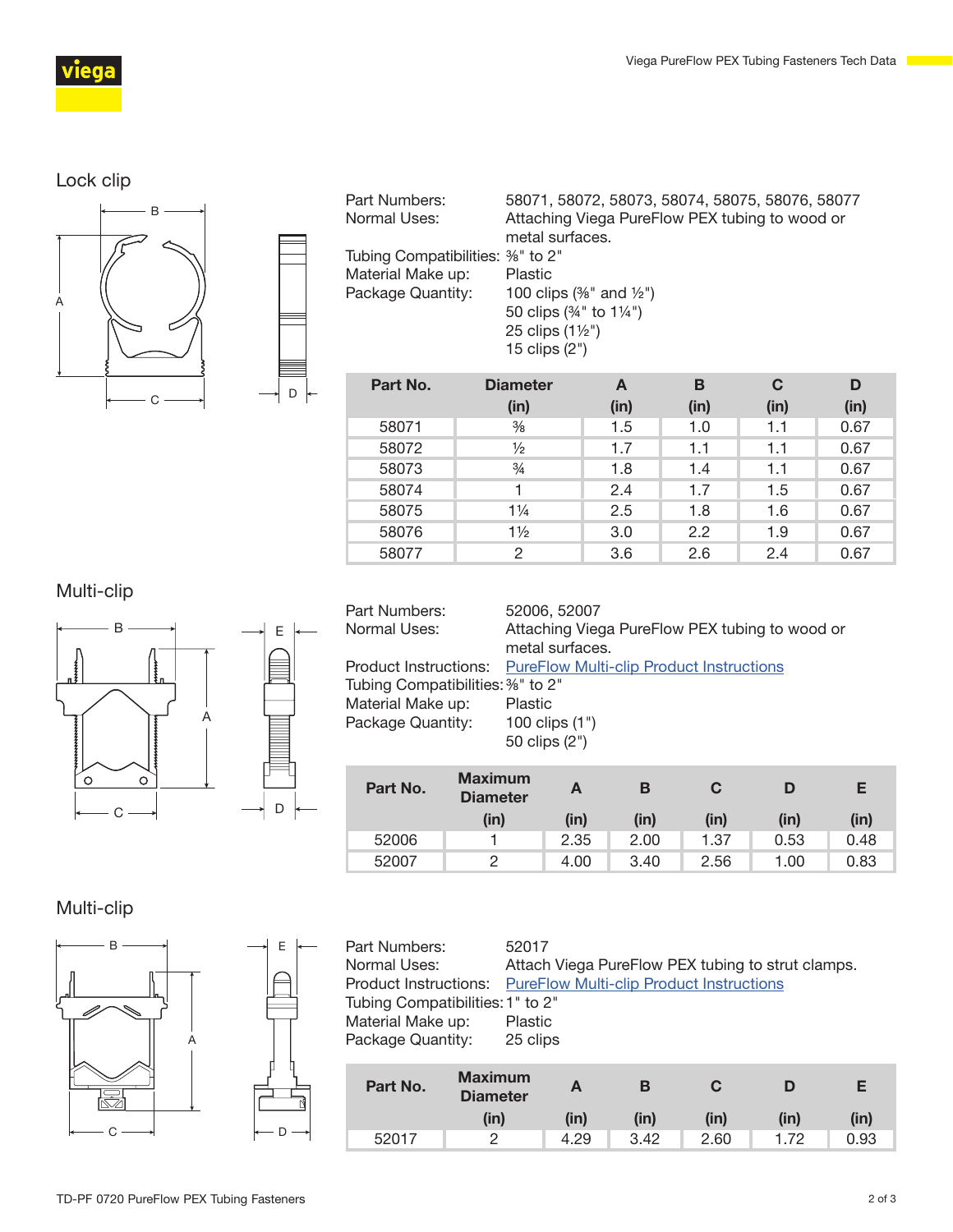## Lock clip

Part Numbers: 58071, 58072, 58073, 58074, 58075, 58076, 58077
Normal Uses: Attaching Viega PureFlow PEX tubing to wood or metal surfaces.
Tubing Compatibilities: ⅜" to 2"
Material Make up: Plastic
Package Quantity: 100 clips (⅜" and ½")
50 clips (¾" to 1¼")
25 clips (1½")
15 clips (2")

| Part No. | Diameter (in) | A (in) | B (in) | C (in) | D (in) |
|---|---|---|---|---|---|
| 58071 | ⅜ | 1.5 | 1.0 | 1.1 | 0.67 |
| 58072 | ½ | 1.7 | 1.1 | 1.1 | 0.67 |
| 58073 | ¾ | 1.8 | 1.4 | 1.1 | 0.67 |
| 58074 | 1 | 2.4 | 1.7 | 1.5 | 0.67 |
| 58075 | 1¼ | 2.5 | 1.8 | 1.6 | 0.67 |
| 58076 | 1½ | 3.0 | 2.2 | 1.9 | 0.67 |
| 58077 | 2 | 3.6 | 2.6 | 2.4 | 0.67 |

## Multi-clip

Part Numbers: 52006, 52007
Normal Uses: Attaching Viega PureFlow PEX tubing to wood or metal surfaces.
Product Instructions: PureFlow Multi-clip Product Instructions
Tubing Compatibilities: ⅜" to 2"
Material Make up: Plastic
Package Quantity: 100 clips (1")
50 clips (2")

| Part No. | Maximum Diameter (in) | A (in) | B (in) | C (in) | D (in) | E (in) |
|---|---|---|---|---|---|---|
| 52006 | 1 | 2.35 | 2.00 | 1.37 | 0.53 | 0.48 |
| 52007 | 2 | 4.00 | 3.40 | 2.56 | 1.00 | 0.83 |

## Multi-clip

Part Numbers: 52017
Normal Uses: Attach Viega PureFlow PEX tubing to strut clamps.
Product Instructions: PureFlow Multi-clip Product Instructions
Tubing Compatibilities: 1" to 2"
Material Make up: Plastic
Package Quantity: 25 clips

| Part No. | Maximum Diameter (in) | A (in) | B (in) | C (in) | D (in) | E (in) |
|---|---|---|---|---|---|---|
| 52017 | 2 | 4.29 | 3.42 | 2.60 | 1.72 | 0.93 |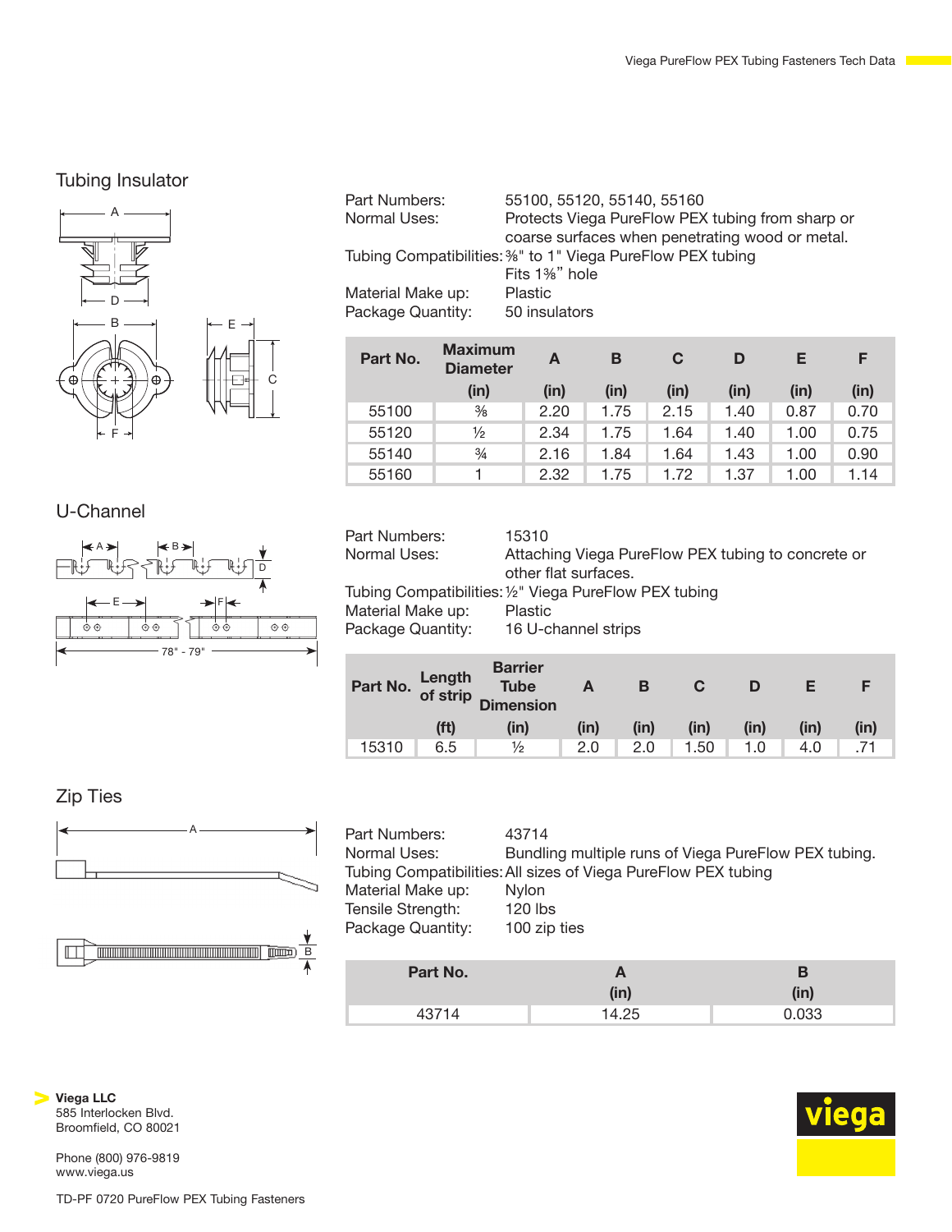## Tubing Insulator

Part Numbers: 55100, 55120, 55140, 55160
Normal Uses: Protects Viega PureFlow PEX tubing from sharp or coarse surfaces when penetrating wood or metal.
Tubing Compatibilities: ⅜" to 1" Viega PureFlow PEX tubing
Fits 1⅜" hole
Material Make up: Plastic
Package Quantity: 50 insulators

| Part No. | Maximum Diameter (in) | A (in) | B (in) | C (in) | D (in) | E (in) | F (in) |
|---|---|---|---|---|---|---|---|
| 55100 | ⅜ | 2.20 | 1.75 | 2.15 | 1.40 | 0.87 | 0.70 |
| 55120 | ½ | 2.34 | 1.75 | 1.64 | 1.40 | 1.00 | 0.75 |
| 55140 | ¾ | 2.16 | 1.84 | 1.64 | 1.43 | 1.00 | 0.90 |
| 55160 | 1 | 2.32 | 1.75 | 1.72 | 1.37 | 1.00 | 1.14 |

## U-Channel

78" - 79"

Part Numbers: 15310
Normal Uses: Attaching Viega PureFlow PEX tubing to concrete or other flat surfaces.
Tubing Compatibilities: ½" Viega PureFlow PEX tubing
Material Make up: Plastic
Package Quantity: 16 U-channel strips

| Part No. | Length of strip (ft) | Barrier Tube Dimension (in) | A (in) | B (in) | C (in) | D (in) | E (in) | F (in) |
|---|---|---|---|---|---|---|---|---|
| 15310 | 6.5 | ½ | 2.0 | 2.0 | 1.50 | 1.0 | 4.0 | .71 |

## Zip Ties

Part Numbers: 43714
Normal Uses: Bundling multiple runs of Viega PureFlow PEX tubing.
Tubing Compatibilities: All sizes of Viega PureFlow PEX tubing
Material Make up: Nylon
Tensile Strength: 120 lbs
Package Quantity: 100 zip ties

| Part No. | A (in) | B (in) |
|---|---|---|
| 43714 | 14.25 | 0.033 |

**Viega LLC**
585 Interlocken Blvd.
Broomfield, CO 80021

Phone (800) 976-9819
www.viega.us

TD-PF 0720 PureFlow PEX Tubing Fasteners